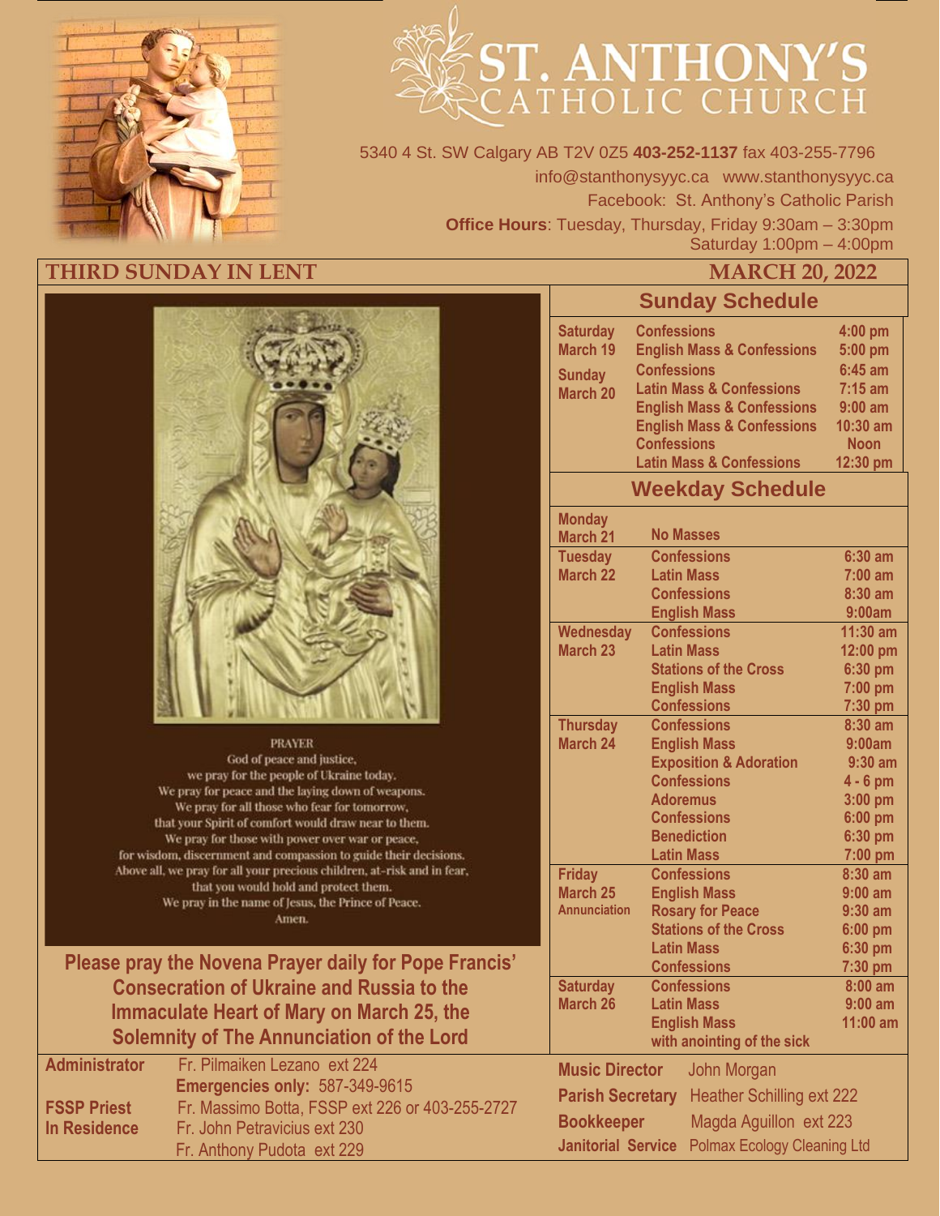# ST. ANTHONY'S CATHOLIC CHURCH

5340 4 St. SW Calgary AB T2V 0Z5 **403-252-1137** fax 403-255-7796
info@stanthonysyyc.ca www.stanthonysyyc.ca
Facebook: St. Anthony's Catholic Parish
**Office Hours**: Tuesday, Thursday, Friday 9:30am – 3:30pm
Saturday 1:00pm – 4:00pm

## THIRD SUNDAY IN LENT — MARCH 20, 2022

PRAYER

God of peace and justice,
we pray for the people of Ukraine today.
We pray for peace and the laying down of weapons.
We pray for all those who fear for tomorrow,
that your Spirit of comfort would draw near to them.
We pray for those with power over war or peace,
for wisdom, discernment and compassion to guide their decisions.
Above all, we pray for all your precious children, at-risk and in fear,
that you would hold and protect them.
We pray in the name of Jesus, the Prince of Peace.
Amen.

**Please pray the Novena Prayer daily for Pope Francis' Consecration of Ukraine and Russia to the Immaculate Heart of Mary on March 25, the Solemnity of The Annunciation of the Lord**

## Sunday Schedule

| Day | Service | Time |
|---|---|---|
| **Saturday March 19** | Confessions | 4:00 pm |
| | English Mass & Confessions | 5:00 pm |
| **Sunday March 20** | Confessions | 6:45 am |
| | Latin Mass & Confessions | 7:15 am |
| | English Mass & Confessions | 9:00 am |
| | English Mass & Confessions | 10:30 am |
| | Confessions | Noon |
| | Latin Mass & Confessions | 12:30 pm |

## Weekday Schedule

| Day | Service | Time |
|---|---|---|
| **Monday March 21** | No Masses | |
| **Tuesday March 22** | Confessions | 6:30 am |
| | Latin Mass | 7:00 am |
| | Confessions | 8:30 am |
| | English Mass | 9:00am |
| **Wednesday March 23** | Confessions | 11:30 am |
| | Latin Mass | 12:00 pm |
| | Stations of the Cross | 6:30 pm |
| | English Mass | 7:00 pm |
| | Confessions | 7:30 pm |
| **Thursday March 24** | Confessions | 8:30 am |
| | English Mass | 9:00am |
| | Exposition & Adoration | 9:30 am |
| | Confessions | 4 - 6 pm |
| | Adoremus | 3:00 pm |
| | Confessions | 6:00 pm |
| | Benediction | 6:30 pm |
| | Latin Mass | 7:00 pm |
| **Friday March 25 Annunciation** | Confessions | 8:30 am |
| | English Mass | 9:00 am |
| | Rosary for Peace | 9:30 am |
| | Stations of the Cross | 6:00 pm |
| | Latin Mass | 6:30 pm |
| | Confessions | 7:30 pm |
| **Saturday March 26** | Confessions | 8:00 am |
| | Latin Mass | 9:00 am |
| | English Mass with anointing of the sick | 11:00 am |

**Administrator** Fr. Pilmaiken Lezano ext 224
**Emergencies only:** 587-349-9615
**FSSP Priest** Fr. Massimo Botta, FSSP ext 226 or 403-255-2727
**In Residence** Fr. John Petravicius ext 230
Fr. Anthony Pudota ext 229

**Music Director** John Morgan
**Parish Secretary** Heather Schilling ext 222
**Bookkeeper** Magda Aguillon ext 223
**Janitorial Service** Polmax Ecology Cleaning Ltd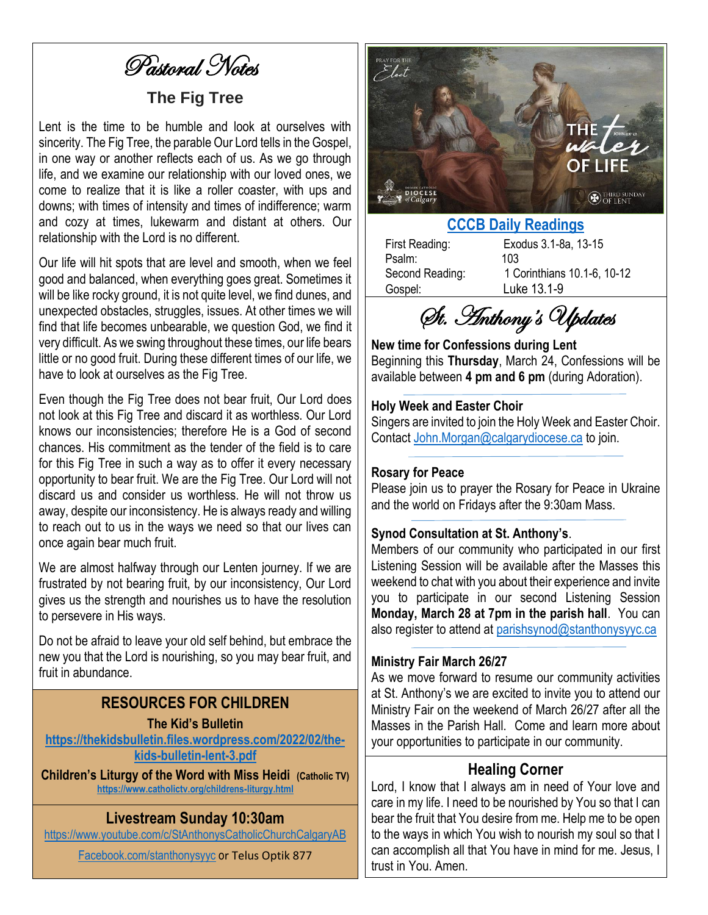# Pastoral Notes

## The Fig Tree

Lent is the time to be humble and look at ourselves with sincerity. The Fig Tree, the parable Our Lord tells in the Gospel, in one way or another reflects each of us. As we go through life, and we examine our relationship with our loved ones, we come to realize that it is like a roller coaster, with ups and downs; with times of intensity and times of indifference; warm and cozy at times, lukewarm and distant at others. Our relationship with the Lord is no different.

Our life will hit spots that are level and smooth, when we feel good and balanced, when everything goes great. Sometimes it will be like rocky ground, it is not quite level, we find dunes, and unexpected obstacles, struggles, issues. At other times we will find that life becomes unbearable, we question God, we find it very difficult. As we swing throughout these times, our life bears little or no good fruit. During these different times of our life, we have to look at ourselves as the Fig Tree.

Even though the Fig Tree does not bear fruit, Our Lord does not look at this Fig Tree and discard it as worthless. Our Lord knows our inconsistencies; therefore He is a God of second chances. His commitment as the tender of the field is to care for this Fig Tree in such a way as to offer it every necessary opportunity to bear fruit. We are the Fig Tree. Our Lord will not discard us and consider us worthless. He will not throw us away, despite our inconsistency. He is always ready and willing to reach out to us in the ways we need so that our lives can once again bear much fruit.

We are almost halfway through our Lenten journey. If we are frustrated by not bearing fruit, by our inconsistency, Our Lord gives us the strength and nourishes us to have the resolution to persevere in His ways.

Do not be afraid to leave your old self behind, but embrace the new you that the Lord is nourishing, so you may bear fruit, and fruit in abundance.

## RESOURCES FOR CHILDREN

**The Kid's Bulletin**
https://thekidsbulletin.files.wordpress.com/2022/02/the-kids-bulletin-lent-3.pdf

**Children's Liturgy of the Word with Miss Heidi (Catholic TV)**
https://www.catholictv.org/childrens-liturgy.html

## Livestream Sunday 10:30am

https://www.youtube.com/c/StAnthonysCatholicChurchCalgaryAB

Facebook.com/stanthonysyyc or Telus Optik 877

PRAY FOR THE Elect — THE water OF LIFE — JOHN 4:5-42 — ROMAN CATHOLIC DIOCESE of Calgary — THIRD SUNDAY OF LENT

## CCCB Daily Readings

| | |
|---|---|
| First Reading: | Exodus 3.1-8a, 13-15 |
| Psalm: | 103 |
| Second Reading: | 1 Corinthians 10.1-6, 10-12 |
| Gospel: | Luke 13.1-9 |

# St. Anthony's Updates

**New time for Confessions during Lent**
Beginning this **Thursday**, March 24, Confessions will be available between **4 pm and 6 pm** (during Adoration).

**Holy Week and Easter Choir**
Singers are invited to join the Holy Week and Easter Choir. Contact John.Morgan@calgarydiocese.ca to join.

**Rosary for Peace**
Please join us to prayer the Rosary for Peace in Ukraine and the world on Fridays after the 9:30am Mass.

**Synod Consultation at St. Anthony's**.
Members of our community who participated in our first Listening Session will be available after the Masses this weekend to chat with you about their experience and invite you to participate in our second Listening Session **Monday, March 28 at 7pm in the parish hall**. You can also register to attend at parishsynod@stanthonysyyc.ca

**Ministry Fair March 26/27**
As we move forward to resume our community activities at St. Anthony's we are excited to invite you to attend our Ministry Fair on the weekend of March 26/27 after all the Masses in the Parish Hall. Come and learn more about your opportunities to participate in our community.

## Healing Corner

Lord, I know that I always am in need of Your love and care in my life. I need to be nourished by You so that I can bear the fruit that You desire from me. Help me to be open to the ways in which You wish to nourish my soul so that I can accomplish all that You have in mind for me. Jesus, I trust in You. Amen.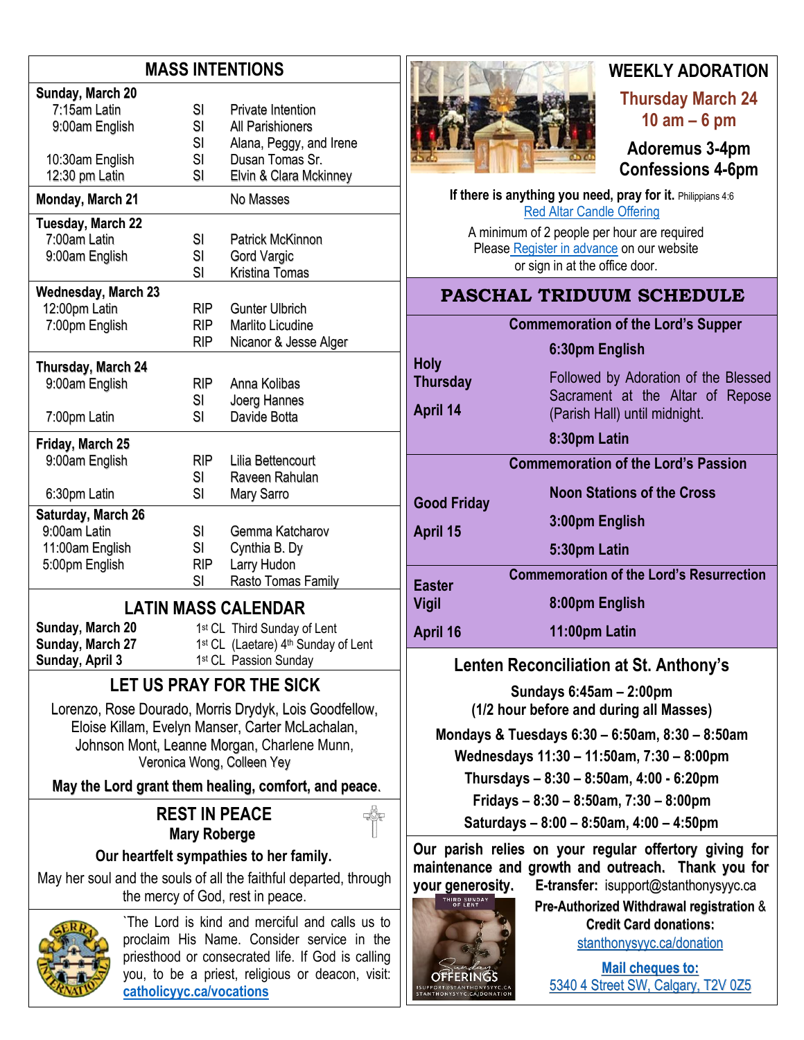## MASS INTENTIONS

| | | |
|---|---|---|
| **Sunday, March 20** | | |
| 7:15am Latin | SI | Private Intention |
| 9:00am English | SI | All Parishioners |
| | SI | Alana, Peggy, and Irene |
| 10:30am English | SI | Dusan Tomas Sr. |
| 12:30 pm Latin | SI | Elvin & Clara Mckinney |
| **Monday, March 21** | | No Masses |
| **Tuesday, March 22** | | |
| 7:00am Latin | SI | Patrick McKinnon |
| 9:00am English | SI | Gord Vargic |
| | SI | Kristina Tomas |
| **Wednesday, March 23** | | |
| 12:00pm Latin | RIP | Gunter Ulbrich |
| 7:00pm English | RIP | Marlito Licudine |
| | RIP | Nicanor & Jesse Alger |
| **Thursday, March 24** | | |
| 9:00am English | RIP | Anna Kolibas |
| | SI | Joerg Hannes |
| 7:00pm Latin | SI | Davide Botta |
| **Friday, March 25** | | |
| 9:00am English | RIP | Lilia Bettencourt |
| | SI | Raveen Rahulan |
| 6:30pm Latin | SI | Mary Sarro |
| **Saturday, March 26** | | |
| 9:00am Latin | SI | Gemma Katcharov |
| 11:00am English | SI | Cynthia B. Dy |
| 5:00pm English | RIP | Larry Hudon |
| | SI | Rasto Tomas Family |

## LATIN MASS CALENDAR

| | |
|---|---|
| **Sunday, March 20** | 1st CL Third Sunday of Lent |
| **Sunday, March 27** | 1st CL (Laetare) 4th Sunday of Lent |
| **Sunday, April 3** | 1st CL Passion Sunday |

## LET US PRAY FOR THE SICK

Lorenzo, Rose Dourado, Morris Drydyk, Lois Goodfellow, Eloise Killam, Evelyn Manser, Carter McLachalan, Johnson Mont, Leanne Morgan, Charlene Munn, Veronica Wong, Colleen Yey

**May the Lord grant them healing, comfort, and peace.**

## REST IN PEACE

**Mary Roberge**

**Our heartfelt sympathies to her family.**

May her soul and the souls of all the faithful departed, through the mercy of God, rest in peace.

`The Lord is kind and merciful and calls us to proclaim His Name. Consider service in the priesthood or consecrated life. If God is calling you, to be a priest, religious or deacon, visit: **catholicyyc.ca/vocations**

## WEEKLY ADORATION

**Thursday March 24**
**10 am – 6 pm**

**Adoremus 3-4pm**
**Confessions 4-6pm**

**If there is anything you need, pray for it.** Philippians 4:6
Red Altar Candle Offering

A minimum of 2 people per hour are required
Please Register in advance on our website or sign in at the office door.

## PASCHAL TRIDUUM SCHEDULE

| | |
|---|---|
| | **Commemoration of the Lord's Supper** |
| **Holy Thursday April 14** | **6:30pm English** |
| | Followed by Adoration of the Blessed Sacrament at the Altar of Repose (Parish Hall) until midnight. |
| | **8:30pm Latin** |
| | **Commemoration of the Lord's Passion** |
| **Good Friday April 15** | **Noon Stations of the Cross** |
| | **3:00pm English** |
| | **5:30pm Latin** |
| | **Commemoration of the Lord's Resurrection** |
| **Easter Vigil April 16** | **8:00pm English** |
| | **11:00pm Latin** |

## Lenten Reconciliation at St. Anthony's

**Sundays 6:45am – 2:00pm**
**(1/2 hour before and during all Masses)**
**Mondays & Tuesdays 6:30 – 6:50am, 8:30 – 8:50am**
**Wednesdays 11:30 – 11:50am, 7:30 – 8:00pm**
**Thursdays – 8:30 – 8:50am, 4:00 - 6:20pm**
**Fridays – 8:30 – 8:50am, 7:30 – 8:00pm**
**Saturdays – 8:00 – 8:50am, 4:00 – 4:50pm**

**Our parish relies on your regular offertory giving for maintenance and growth and outreach. Thank you for your generosity.** **E-transfer:** isupport@stanthonysyyc.ca

**Pre-Authorized Withdrawal registration** & **Credit Card donations:**
stanthonysyyc.ca/donation

**Mail cheques to:**
5340 4 Street SW, Calgary, T2V 0Z5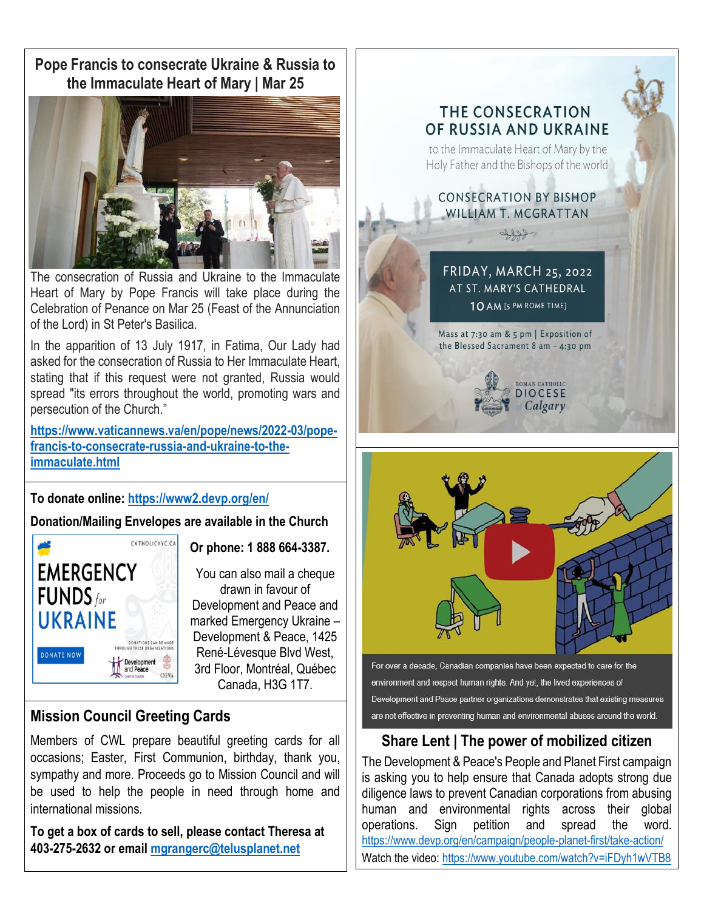## Pope Francis to consecrate Ukraine & Russia to the Immaculate Heart of Mary | Mar 25

The consecration of Russia and Ukraine to the Immaculate Heart of Mary by Pope Francis will take place during the Celebration of Penance on Mar 25 (Feast of the Annunciation of the Lord) in St Peter's Basilica.

In the apparition of 13 July 1917, in Fatima, Our Lady had asked for the consecration of Russia to Her Immaculate Heart, stating that if this request were not granted, Russia would spread "its errors throughout the world, promoting wars and persecution of the Church."

**https://www.vaticannews.va/en/pope/news/2022-03/pope-francis-to-consecrate-russia-and-ukraine-to-the-immaculate.html**

**To donate online: https://www2.devp.org/en/**

**Donation/Mailing Envelopes are available in the Church**

CATHOLICYYC.CA

EMERGENCY FUNDS for UKRAINE

DONATE NOW

DONATIONS CAN BE MADE THROUGH THESE ORGANIZATIONS

Development and Peace

CNEWA

**Or phone: 1 888 664-3387.**

You can also mail a cheque drawn in favour of Development and Peace and marked Emergency Ukraine – Development & Peace, 1425 René-Lévesque Blvd West, 3rd Floor, Montréal, Québec Canada, H3G 1T7.

## Mission Council Greeting Cards

Members of CWL prepare beautiful greeting cards for all occasions; Easter, First Communion, birthday, thank you, sympathy and more. Proceeds go to Mission Council and will be used to help the people in need through home and international missions.

**To get a box of cards to sell, please contact Theresa at 403-275-2632 or email mgrangerc@telusplanet.net**

THE CONSECRATION OF RUSSIA AND UKRAINE

to the Immaculate Heart of Mary by the Holy Father and the Bishops of the world

CONSECRATION BY BISHOP WILLIAM T. MCGRATTAN

FRIDAY, MARCH 25, 2022

AT ST. MARY'S CATHEDRAL

10 AM [5 PM ROME TIME]

Mass at 7:30 am & 5 pm | Exposition of the Blessed Sacrament 8 am - 4:30 pm

ROMAN CATHOLIC DIOCESE of Calgary

For over a decade, Canadian companies have been expected to care for the environment and respect human rights. And yet, the lived experiences of Development and Peace partner organizations demonstrates that existing measures are not effective in preventing human and environmental abuses around the world.

## Share Lent | The power of mobilized citizen

The Development & Peace's People and Planet First campaign is asking you to help ensure that Canada adopts strong due diligence laws to prevent Canadian corporations from abusing human and environmental rights across their global operations. Sign petition and spread the word. https://www.devp.org/en/campaign/people-planet-first/take-action/

Watch the video: https://www.youtube.com/watch?v=iFDyh1wVTB8